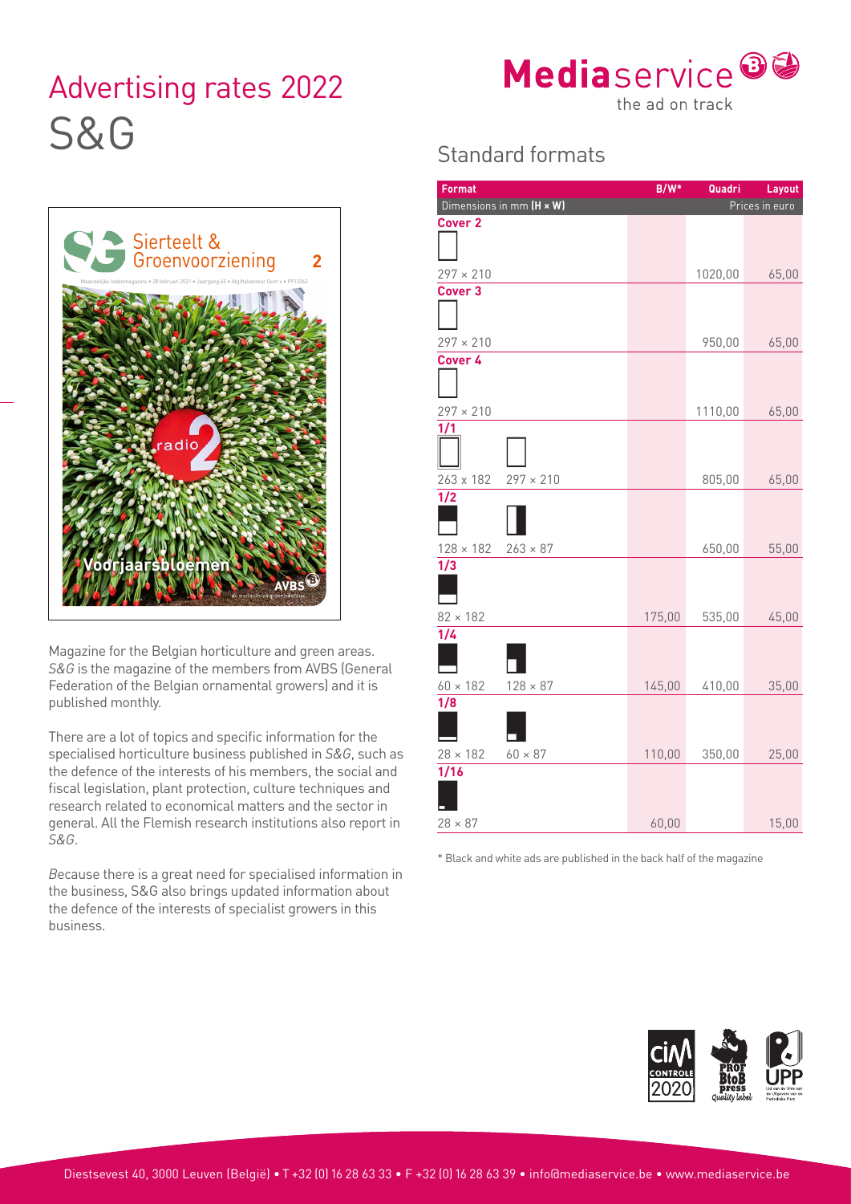# Advertising rates 2022

# S&G

Magazine for the Belgian horticulture and green areas. *S&G* is the magazine of the members from AVBS (General Federation of the Belgian ornamental growers) and it is published monthly.

There are a lot of topics and specific information for the specialised horticulture business published in *S&G*, such as the defence of the interests of his members, the social and fiscal legislation, plant protection, culture techniques and research related to economical matters and the sector in general. All the Flemish research institutions also report in *S&G*.

Because there is a great need for specialised information in the business, S&G also brings updated information about the defence of the interests of specialist growers in this business.

## Standard formats

| Format<br>Dimensions in mm (H × W) | | B/W* | Quadri | Layout |
|---|---|---|---|---|
| | | Prices in euro | | |
| **Cover 2** | | | | |
| 297 × 210 | | | 1020,00 | 65,00 |
| **Cover 3** | | | | |
| 297 × 210 | | | 950,00 | 65,00 |
| **Cover 4** | | | | |
| 297 × 210 | | | 1110,00 | 65,00 |
| **1/1** | | | | |
| 263 x 182 | 297 × 210 | | 805,00 | 65,00 |
| **1/2** | | | | |
| 128 × 182 | 263 × 87 | | 650,00 | 55,00 |
| **1/3** | | | | |
| 82 × 182 | | 175,00 | 535,00 | 45,00 |
| **1/4** | | | | |
| 60 × 182 | 128 × 87 | 145,00 | 410,00 | 35,00 |
| **1/8** | | | | |
| 28 × 182 | 60 × 87 | 110,00 | 350,00 | 25,00 |
| **1/16** | | | | |
| 28 × 87 | | 60,00 | | 15,00 |

\* Black and white ads are published in the back half of the magazine

Diestsevest 40, 3000 Leuven (België) • T +32 (0) 16 28 63 33 • F +32 (0) 16 28 63 39 • info@mediaservice.be • www.mediaservice.be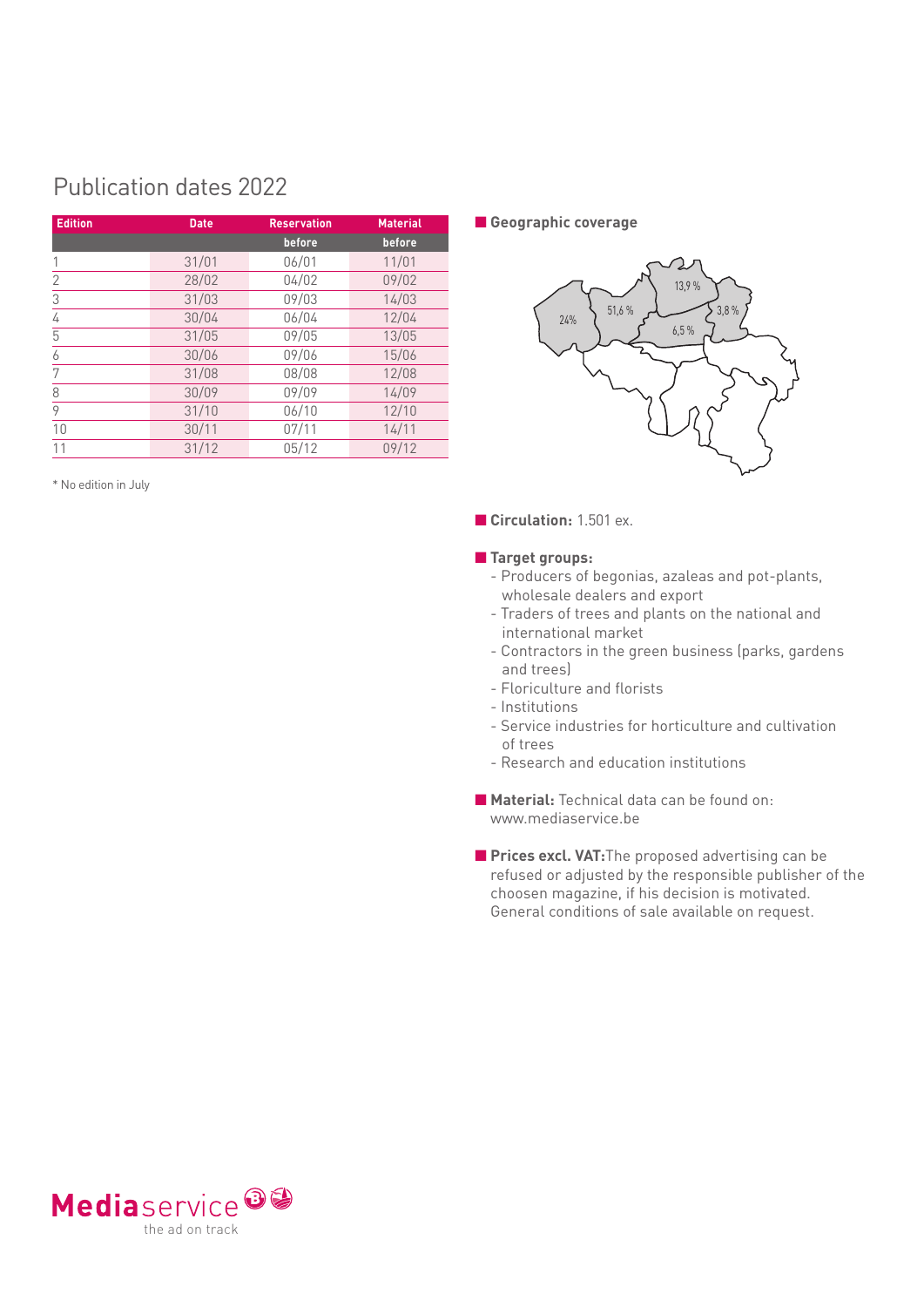# Publication dates 2022

| Edition | Date | Reservation before | Material before |
|---|---|---|---|
| 1 | 31/01 | 06/01 | 11/01 |
| 2 | 28/02 | 04/02 | 09/02 |
| 3 | 31/03 | 09/03 | 14/03 |
| 4 | 30/04 | 06/04 | 12/04 |
| 5 | 31/05 | 09/05 | 13/05 |
| 6 | 30/06 | 09/06 | 15/06 |
| 7 | 31/08 | 08/08 | 12/08 |
| 8 | 30/09 | 09/09 | 14/09 |
| 9 | 31/10 | 06/10 | 12/10 |
| 10 | 30/11 | 07/11 | 14/11 |
| 11 | 31/12 | 05/12 | 09/12 |

\* No edition in July

**Geographic coverage**

24%
51,6 %
13,9 %
3,8 %
6,5 %

**Circulation:** 1.501 ex.

**Target groups:**

- Producers of begonias, azaleas and pot-plants, wholesale dealers and export
- Traders of trees and plants on the national and international market
- Contractors in the green business (parks, gardens and trees)
- Floriculture and florists
- Institutions
- Service industries for horticulture and cultivation of trees
- Research and education institutions

**Material:** Technical data can be found on: www.mediaservice.be

**Prices excl. VAT:** The proposed advertising can be refused or adjusted by the responsible publisher of the choosen magazine, if his decision is motivated. General conditions of sale available on request.

**Media**service
the ad on track